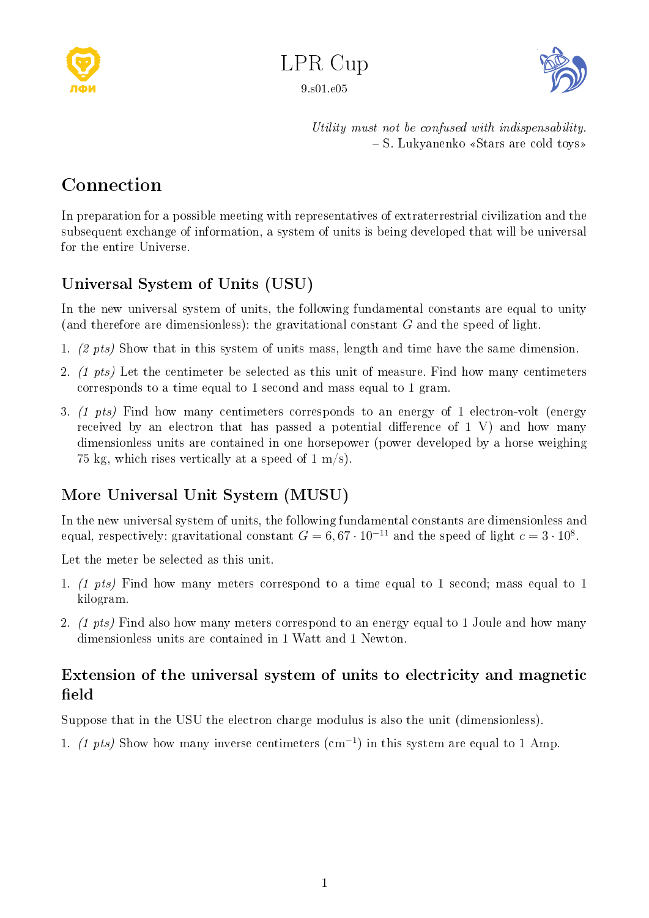# LPR Cup

9.s01.e05

*Utility must not be confused with indispensability.*
– S. Lukyanenko «Stars are cold toys»

## Connection

In preparation for a possible meeting with representatives of extraterrestrial civilization and the subsequent exchange of information, a system of units is being developed that will be universal for the entire Universe.

### Universal System of Units (USU)

In the new universal system of units, the following fundamental constants are equal to unity (and therefore are dimensionless): the gravitational constant $G$ and the speed of light.

1. *(2 pts)* Show that in this system of units mass, length and time have the same dimension.
2. *(1 pts)* Let the centimeter be selected as this unit of measure. Find how many centimeters corresponds to a time equal to 1 second and mass equal to 1 gram.
3. *(1 pts)* Find how many centimeters corresponds to an energy of 1 electron-volt (energy received by an electron that has passed a potential difference of 1 V) and how many dimensionless units are contained in one horsepower (power developed by a horse weighing 75 kg, which rises vertically at a speed of 1 m/s).

### More Universal Unit System (MUSU)

In the new universal system of units, the following fundamental constants are dimensionless and equal, respectively: gravitational constant $G = 6{,}67 \cdot 10^{-11}$ and the speed of light $c = 3 \cdot 10^{8}$.

Let the meter be selected as this unit.

1. *(1 pts)* Find how many meters correspond to a time equal to 1 second; mass equal to 1 kilogram.
2. *(1 pts)* Find also how many meters correspond to an energy equal to 1 Joule and how many dimensionless units are contained in 1 Watt and 1 Newton.

### Extension of the universal system of units to electricity and magnetic field

Suppose that in the USU the electron charge modulus is also the unit (dimensionless).

1. *(1 pts)* Show how many inverse centimeters ($\text{cm}^{-1}$) in this system are equal to 1 Amp.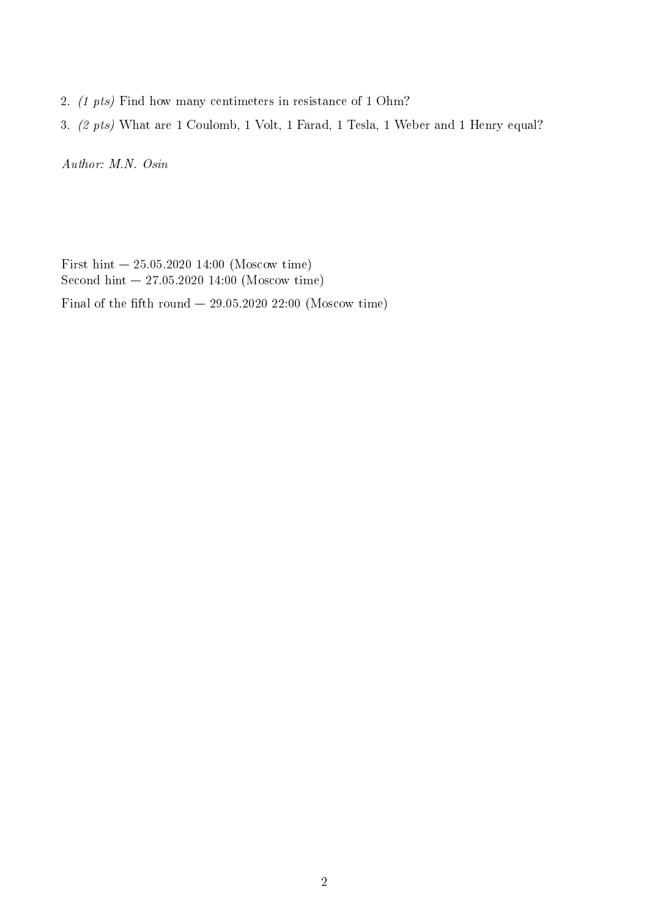2. *(1 pts)* Find how many centimeters in resistance of 1 Ohm?
3. *(2 pts)* What are 1 Coulomb, 1 Volt, 1 Farad, 1 Tesla, 1 Weber and 1 Henry equal?

*Author: M.N. Osin*

First hint — 25.05.2020 14:00 (Moscow time)
Second hint — 27.05.2020 14:00 (Moscow time)

Final of the fifth round — 29.05.2020 22:00 (Moscow time)